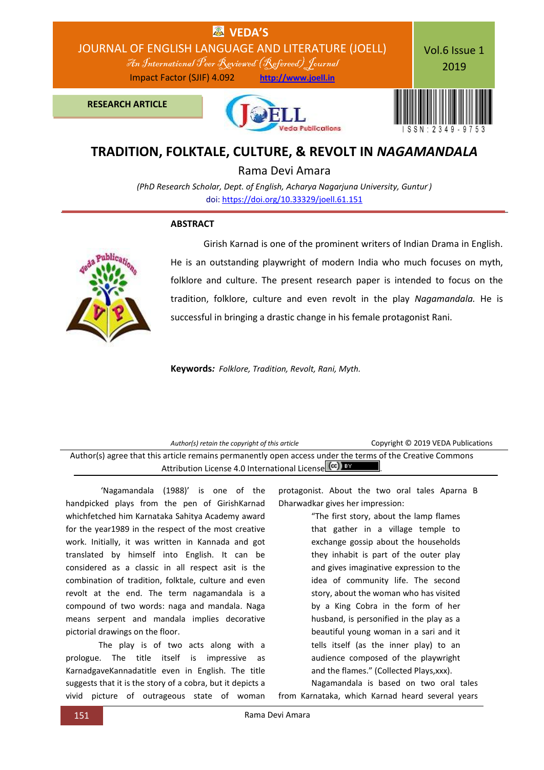RESEARCH ARTICLE

# TRADITION, FOLKTALE, CULTURE, & REVOLT IN *NAGAMANDALA*

**Rama Devi Amara**

*(PhD Research Scholar, Dept. of English, Acharya Nagarjuna University, Guntur)*

doi: https://doi.org/10.33329/joell.61.151

## ABSTRACT

Girish Karnad is one of the prominent writers of Indian Drama in English. He is an outstanding playwright of modern India who much focuses on myth, folklore and culture. The present research paper is intended to focus on the tradition, folklore, culture and even revolt in the play *Nagamandala.* He is successful in bringing a drastic change in his female protagonist Rani.

**Keywords***:* *Folklore, Tradition, Revolt, Rani, Myth.*

*Author(s) retain the copyright of this article* Copyright © 2019 VEDA Publications

Author(s) agree that this article remains permanently open access under the terms of the Creative Commons Attribution License 4.0 International License.

'Nagamandala (1988)' is one of the handpicked plays from the pen of GirishKarnad whichfetched him Karnataka Sahitya Academy award for the year1989 in the respect of the most creative work. Initially, it was written in Kannada and got translated by himself into English. It can be considered as a classic in all respect asit is the combination of tradition, folktale, culture and even revolt at the end. The term nagamandala is a compound of two words: naga and mandala. Naga means serpent and mandala implies decorative pictorial drawings on the floor.

The play is of two acts along with a prologue. The title itself is impressive as KarnadgaveKannadatitle even in English. The title suggests that it is the story of a cobra, but it depicts a vivid picture of outrageous state of woman protagonist. About the two oral tales Aparna B Dharwadkar gives her impression:

> "The first story, about the lamp flames that gather in a village temple to exchange gossip about the households they inhabit is part of the outer play and gives imaginative expression to the idea of community life. The second story, about the woman who has visited by a King Cobra in the form of her husband, is personified in the play as a beautiful young woman in a sari and it tells itself (as the inner play) to an audience composed of the playwright and the flames." (Collected Plays,xxx).

Nagamandala is based on two oral tales from Karnataka, which Karnad heard several years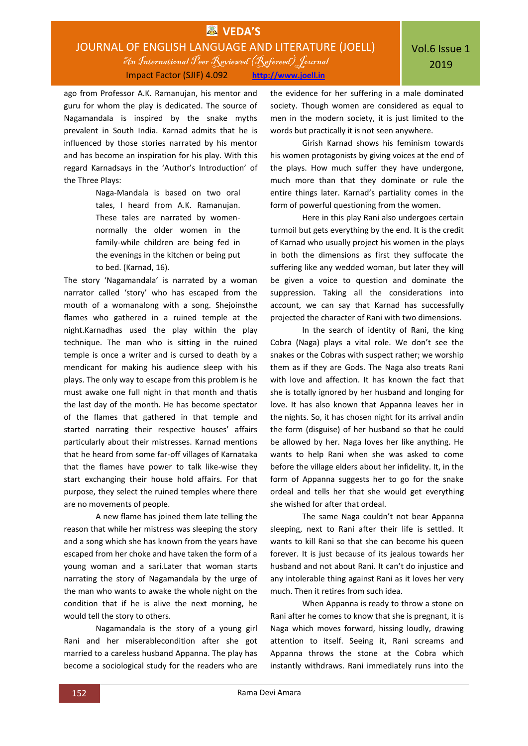ago from Professor A.K. Ramanujan, his mentor and guru for whom the play is dedicated. The source of Nagamandala is inspired by the snake myths prevalent in South India. Karnad admits that he is influenced by those stories narrated by his mentor and has become an inspiration for his play. With this regard Karnadsays in the 'Author's Introduction' of the Three Plays:

> Naga-Mandala is based on two oral tales, I heard from A.K. Ramanujan. These tales are narrated by women- normally the older women in the family-while children are being fed in the evenings in the kitchen or being put to bed. (Karnad, 16).

The story 'Nagamandala' is narrated by a woman narrator called 'story' who has escaped from the mouth of a womanalong with a song. Shejoinsthe flames who gathered in a ruined temple at the night.Karnadhas used the play within the play technique. The man who is sitting in the ruined temple is once a writer and is cursed to death by a mendicant for making his audience sleep with his plays. The only way to escape from this problem is he must awake one full night in that month and thatis the last day of the month. He has become spectator of the flames that gathered in that temple and started narrating their respective houses' affairs particularly about their mistresses. Karnad mentions that he heard from some far-off villages of Karnataka that the flames have power to talk like-wise they start exchanging their house hold affairs. For that purpose, they select the ruined temples where there are no movements of people.

A new flame has joined them late telling the reason that while her mistress was sleeping the story and a song which she has known from the years have escaped from her choke and have taken the form of a young woman and a sari.Later that woman starts narrating the story of Nagamandala by the urge of the man who wants to awake the whole night on the condition that if he is alive the next morning, he would tell the story to others.

Nagamandala is the story of a young girl Rani and her miserablecondition after she got married to a careless husband Appanna. The play has become a sociological study for the readers who are the evidence for her suffering in a male dominated society. Though women are considered as equal to men in the modern society, it is just limited to the words but practically it is not seen anywhere.

Girish Karnad shows his feminism towards his women protagonists by giving voices at the end of the plays. How much suffer they have undergone, much more than that they dominate or rule the entire things later. Karnad's partiality comes in the form of powerful questioning from the women.

Here in this play Rani also undergoes certain turmoil but gets everything by the end. It is the credit of Karnad who usually project his women in the plays in both the dimensions as first they suffocate the suffering like any wedded woman, but later they will be given a voice to question and dominate the suppression. Taking all the considerations into account, we can say that Karnad has successfully projected the character of Rani with two dimensions.

In the search of identity of Rani, the king Cobra (Naga) plays a vital role. We don't see the snakes or the Cobras with suspect rather; we worship them as if they are Gods. The Naga also treats Rani with love and affection. It has known the fact that she is totally ignored by her husband and longing for love. It has also known that Appanna leaves her in the nights. So, it has chosen night for its arrival andin the form (disguise) of her husband so that he could be allowed by her. Naga loves her like anything. He wants to help Rani when she was asked to come before the village elders about her infidelity. It, in the form of Appanna suggests her to go for the snake ordeal and tells her that she would get everything she wished for after that ordeal.

The same Naga couldn't not bear Appanna sleeping, next to Rani after their life is settled. It wants to kill Rani so that she can become his queen forever. It is just because of its jealous towards her husband and not about Rani. It can't do injustice and any intolerable thing against Rani as it loves her very much. Then it retires from such idea.

When Appanna is ready to throw a stone on Rani after he comes to know that she is pregnant, it is Naga which moves forward, hissing loudly, drawing attention to itself. Seeing it, Rani screams and Appanna throws the stone at the Cobra which instantly withdraws. Rani immediately runs into the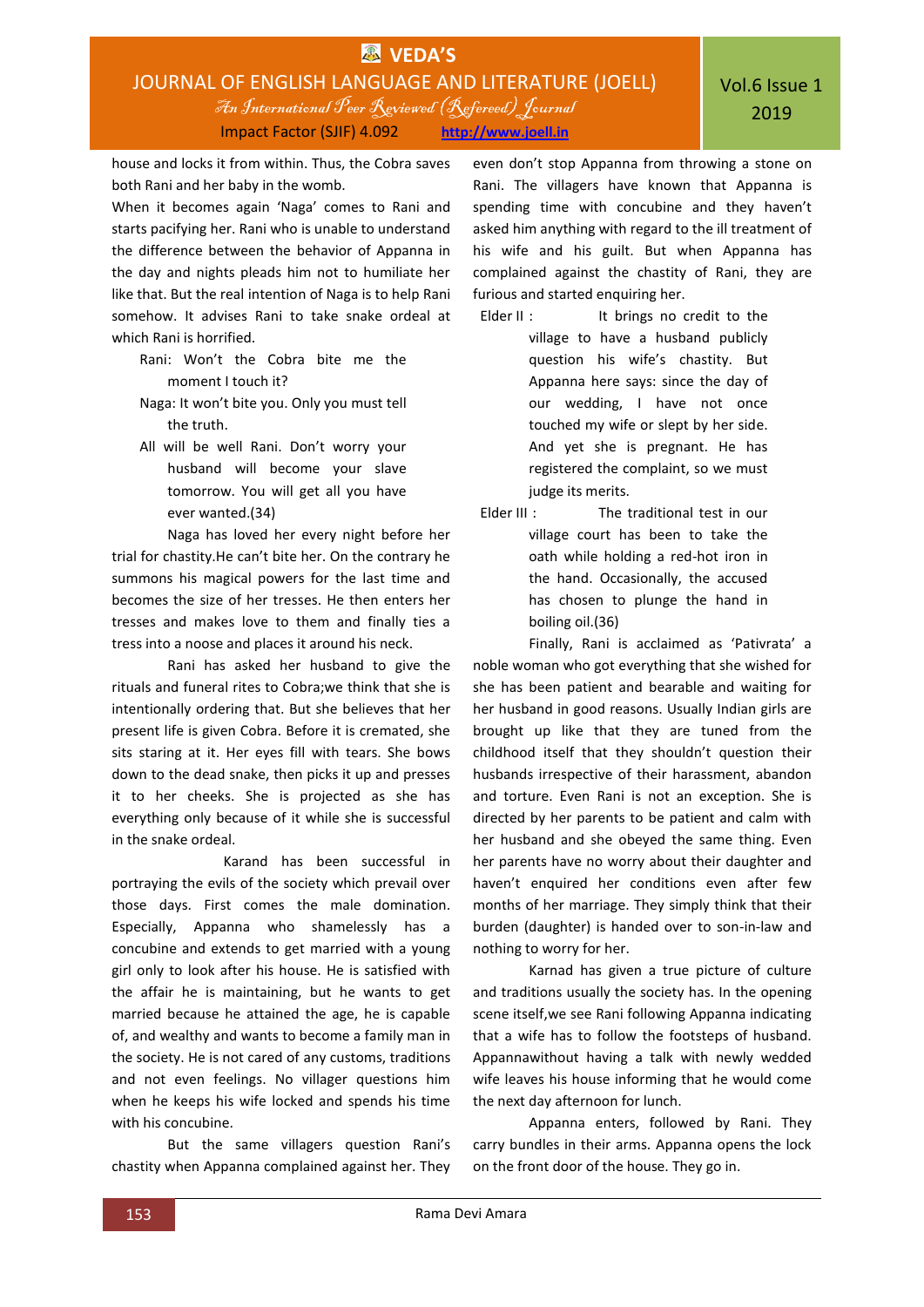house and locks it from within. Thus, the Cobra saves both Rani and her baby in the womb.

When it becomes again 'Naga' comes to Rani and starts pacifying her. Rani who is unable to understand the difference between the behavior of Appanna in the day and nights pleads him not to humiliate her like that. But the real intention of Naga is to help Rani somehow. It advises Rani to take snake ordeal at which Rani is horrified.

> Rani: Won't the Cobra bite me the moment I touch it?
>
> Naga: It won't bite you. Only you must tell the truth.
>
> All will be well Rani. Don't worry your husband will become your slave tomorrow. You will get all you have ever wanted.(34)

Naga has loved her every night before her trial for chastity.He can't bite her. On the contrary he summons his magical powers for the last time and becomes the size of her tresses. He then enters her tresses and makes love to them and finally ties a tress into a noose and places it around his neck.

Rani has asked her husband to give the rituals and funeral rites to Cobra;we think that she is intentionally ordering that. But she believes that her present life is given Cobra. Before it is cremated, she sits staring at it. Her eyes fill with tears. She bows down to the dead snake, then picks it up and presses it to her cheeks. She is projected as she has everything only because of it while she is successful in the snake ordeal.

Karand has been successful in portraying the evils of the society which prevail over those days. First comes the male domination. Especially, Appanna who shamelessly has a concubine and extends to get married with a young girl only to look after his house. He is satisfied with the affair he is maintaining, but he wants to get married because he attained the age, he is capable of, and wealthy and wants to become a family man in the society. He is not cared of any customs, traditions and not even feelings. No villager questions him when he keeps his wife locked and spends his time with his concubine.

But the same villagers question Rani's chastity when Appanna complained against her. They even don't stop Appanna from throwing a stone on Rani. The villagers have known that Appanna is spending time with concubine and they haven't asked him anything with regard to the ill treatment of his wife and his guilt. But when Appanna has complained against the chastity of Rani, they are furious and started enquiring her.

> Elder II : It brings no credit to the village to have a husband publicly question his wife's chastity. But Appanna here says: since the day of our wedding, I have not once touched my wife or slept by her side. And yet she is pregnant. He has registered the complaint, so we must judge its merits.
>
> Elder III : The traditional test in our village court has been to take the oath while holding a red-hot iron in the hand. Occasionally, the accused has chosen to plunge the hand in boiling oil.(36)

Finally, Rani is acclaimed as 'Pativrata' a noble woman who got everything that she wished for she has been patient and bearable and waiting for her husband in good reasons. Usually Indian girls are brought up like that they are tuned from the childhood itself that they shouldn't question their husbands irrespective of their harassment, abandon and torture. Even Rani is not an exception. She is directed by her parents to be patient and calm with her husband and she obeyed the same thing. Even her parents have no worry about their daughter and haven't enquired her conditions even after few months of her marriage. They simply think that their burden (daughter) is handed over to son-in-law and nothing to worry for her.

Karnad has given a true picture of culture and traditions usually the society has. In the opening scene itself,we see Rani following Appanna indicating that a wife has to follow the footsteps of husband. Appannawithout having a talk with newly wedded wife leaves his house informing that he would come the next day afternoon for lunch.

Appanna enters, followed by Rani. They carry bundles in their arms. Appanna opens the lock on the front door of the house. They go in.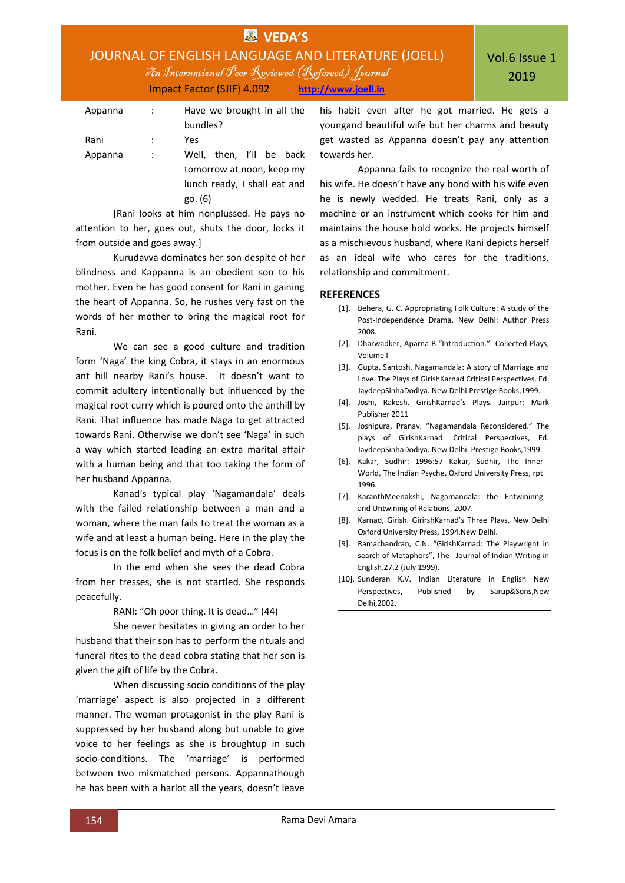| | | |
|---|---|---|
| Appanna | : | Have we brought in all the bundles? |
| Rani | : | Yes |
| Appanna | : | Well, then, I'll be back tomorrow at noon, keep my lunch ready, I shall eat and go. (6) |

[Rani looks at him nonplussed. He pays no attention to her, goes out, shuts the door, locks it from outside and goes away.]

Kurudavva dominates her son despite of her blindness and Kappanna is an obedient son to his mother. Even he has good consent for Rani in gaining the heart of Appanna. So, he rushes very fast on the words of her mother to bring the magical root for Rani.

We can see a good culture and tradition form 'Naga' the king Cobra, it stays in an enormous ant hill nearby Rani's house. It doesn't want to commit adultery intentionally but influenced by the magical root curry which is poured onto the anthill by Rani. That influence has made Naga to get attracted towards Rani. Otherwise we don't see 'Naga' in such a way which started leading an extra marital affair with a human being and that too taking the form of her husband Appanna.

Kanad's typical play 'Nagamandala' deals with the failed relationship between a man and a woman, where the man fails to treat the woman as a wife and at least a human being. Here in the play the focus is on the folk belief and myth of a Cobra.

In the end when she sees the dead Cobra from her tresses, she is not startled. She responds peacefully.

RANI: "Oh poor thing. It is dead…" (44)

She never hesitates in giving an order to her husband that their son has to perform the rituals and funeral rites to the dead cobra stating that her son is given the gift of life by the Cobra.

When discussing socio conditions of the play 'marriage' aspect is also projected in a different manner. The woman protagonist in the play Rani is suppressed by her husband along but unable to give voice to her feelings as she is broughtup in such socio-conditions. The 'marriage' is performed between two mismatched persons. Appannathough he has been with a harlot all the years, doesn't leave his habit even after he got married. He gets a youngand beautiful wife but her charms and beauty get wasted as Appanna doesn't pay any attention towards her.

Appanna fails to recognize the real worth of his wife. He doesn't have any bond with his wife even he is newly wedded. He treats Rani, only as a machine or an instrument which cooks for him and maintains the house hold works. He projects himself as a mischievous husband, where Rani depicts herself as an ideal wife who cares for the traditions, relationship and commitment.

## REFERENCES

[1]. Behera, G. C. Appropriating Folk Culture: A study of the Post-Independence Drama. New Delhi: Author Press 2008.

[2]. Dharwadker, Aparna B "Introduction." Collected Plays, Volume I

[3]. Gupta, Santosh. Nagamandala: A story of Marriage and Love. The Plays of GirishKarnad Critical Perspectives. Ed. JaydeepSinhaDodiya. New Delhi:Prestige Books,1999.

[4]. Joshi, Rakesh. GirishKarnad's Plays. Jairpur: Mark Publisher 2011

[5]. Joshipura, Pranav. "Nagamandala Reconsidered." The plays of GirishKarnad: Critical Perspectives, Ed. JaydeepSinhaDodiya. New Delhi: Prestige Books,1999.

[6]. Kakar, Sudhir: 1996:57 Kakar, Sudhir, The Inner World, The Indian Psyche, Oxford University Press, rpt 1996.

[7]. KaranthMeenakshi, Nagamandala: the Entwininng and Untwining of Relations, 2007.

[8]. Karnad, Girish. GirirshKarnad's Three Plays, New Delhi Oxford University Press, 1994.New Delhi.

[9]. Ramachandran, C.N. "GirishKarnad: The Playwright in search of Metaphors", The Journal of Indian Writing in English.27.2 (July 1999).

[10]. Sunderan K.V. Indian Literature in English New Perspectives, Published by Sarup&Sons,New Delhi,2002.